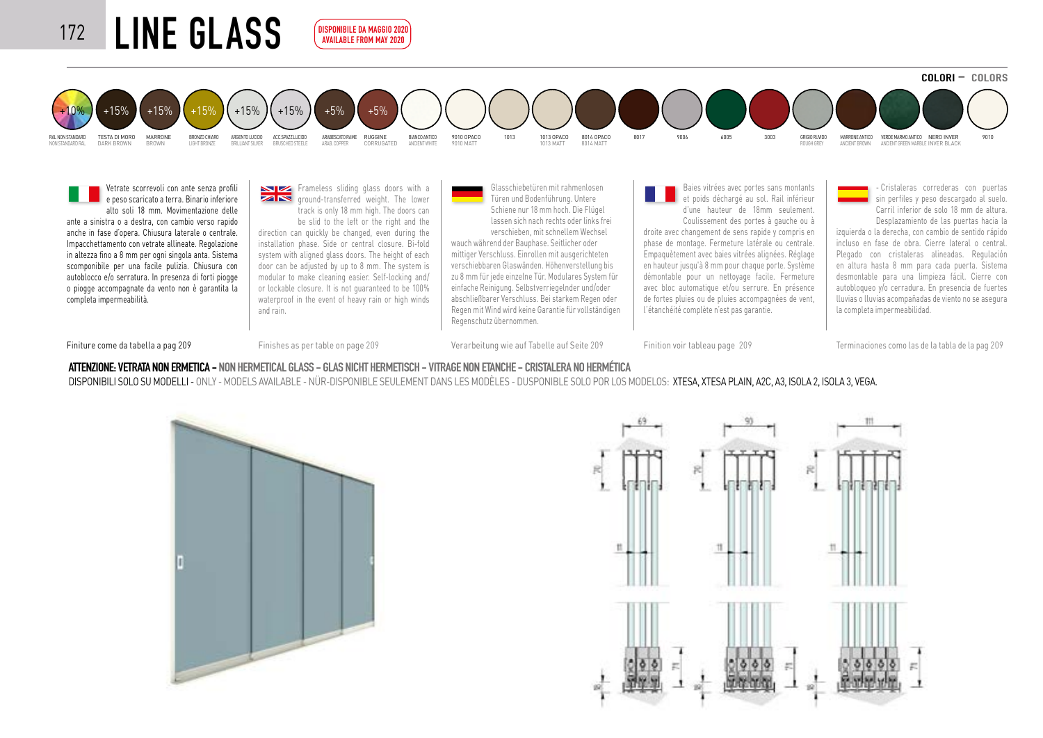# LINE GLASS

**DISPONIBILE DA MAGGIO 2020**
**AVAILABLE FROM MAY 2020**

**COLORI – COLORS**

| +10% | +15% | +15% | +15% | +15% | +15% | +5% | +5% | | | | | | | | | | | | | | |
|---|---|---|---|---|---|---|---|---|---|---|---|---|---|---|---|---|---|---|---|---|---|
| RAL NON STANDARD / NON STANDARD RAL | TESTA DI MORO / DARK BROWN | MARRONE / BROWN | BRONZO CHIARO / LIGHT BRONZE | ARGENTO LUCIDO / BRILLIANT SILVER | ACC.SPAZZ.LUCIDO / BRUSHED STEELE | ARABESCATO RAME / ARAB COPPER | RUGGINE / CORRUGATED | BIANCO ANTICO / ANCIENT WHITE | 9010 OPACO / 9010 MATT | 1013 | 1013 OPACO / 1013 MATT | 8014 OPACO / 8014 MATT | 8017 | 9006 | 6005 | 3003 | GRIGIO RUVIDO / ROUGH GREY | MARRONE ANTICO / ANCIENT BROWN | VERDE MARMO ANTICO / ANCIENT GREEN MARBLE | NERO INVER / INVER BLACK | 9010 |

Vetrate scorrevoli con ante senza profili e peso scaricato a terra. Binario inferiore alto soli 18 mm. Movimentazione delle ante a sinistra o a destra, con cambio verso rapido anche in fase d'opera. Chiusura laterale o centrale. Impacchettamento con vetrate allineate. Regolazione in altezza fino a 8 mm per ogni singola anta. Sistema scomponibile per una facile pulizia. Chiusura con autoblocco e/o serratura. In presenza di forti piogge o piogge accompagnate da vento non è garantita la completa impermeabilità.

Finiture come da tabella a pag 209

Frameless sliding glass doors with a ground-transferred weight. The lower track is only 18 mm high. The doors can be slid to the left or the right and the direction can quickly be changed, even during the installation phase. Side or central closure. Bi-fold system with aligned glass doors. The height of each door can be adjusted by up to 8 mm. The system is modular to make cleaning easier. Self-locking and/or lockable closure. It is not guaranteed to be 100% waterproof in the event of heavy rain or high winds and rain.

Finishes as per table on page 209

Glasschiebetüren mit rahmenlosen Türen und Bodenführung. Untere Schiene nur 18 mm hoch. Die Flügel lassen sich nach rechts oder links frei verschieben, mit schnellem Wechsel wauch während der Bauphase. Seitlicher oder mittiger Verschluss. Einrollen mit ausgerichteten verschiebbaren Glaswänden. Höhenverstellung bis zu 8 mm für jede einzelne Tür. Modulares System für einfache Reinigung. Selbstverriegelnder und/oder abschließbarer Verschluss. Bei starkem Regen oder Regen mit Wind wird keine Garantie für vollständigen Regenschutz übernommen.

Verarbeitung wie auf Tabelle auf Seite 209

Baies vitrées avec portes sans montants et poids déchargé au sol. Rail inférieur d'une hauteur de 18mm seulement. Coulissement des portes à gauche ou à droite avec changement de sens rapide y compris en phase de montage. Fermeture latérale ou centrale. Empaquètement avec baies vitrées alignées. Réglage en hauteur jusqu'à 8 mm pour chaque porte. Système démontable pour un nettoyage facile. Fermeture avec bloc automatique et/ou serrure. En présence de fortes pluies ou de pluies accompagnées de vent, l'étanchéité complète n'est pas garantie.

Finition voir tableau page 209

- Cristaleras correderas con puertas sin perfiles y peso descargado al suelo. Carril inferior de solo 18 mm de altura. Desplazamiento de las puertas hacia la izquierda o la derecha, con cambio de sentido rápido incluso en fase de obra. Cierre lateral o central. Plegado con cristaleras alineadas. Regulación en altura hasta 8 mm para cada puerta. Sistema desmontable para una limpieza fácil. Cierre con autobloqueo y/o cerradura. En presencia de fuertes lluvias o lluvias acompañadas de viento no se asegura la completa impermeabilidad.

Terminaciones como las de la tabla de la pag 209

**ATTENZIONE: VETRATA NON ERMETICA – NON HERMETICAL GLASS – GLAS NICHT HERMETISCH – VITRAGE NON ETANCHE – CRISTALERA NO HERMÉTICA**

DISPONIBILI SOLO SU MODELLI - ONLY - MODELS AVAILABLE - NÜR-DISPONIBLE SEULEMENT DANS LES MODÈLES - DUSPONIBLE SOLO POR LOS MODELOS: XTESA, XTESA PLAIN, A2C, A3, ISOLA 2, ISOLA 3, VEGA.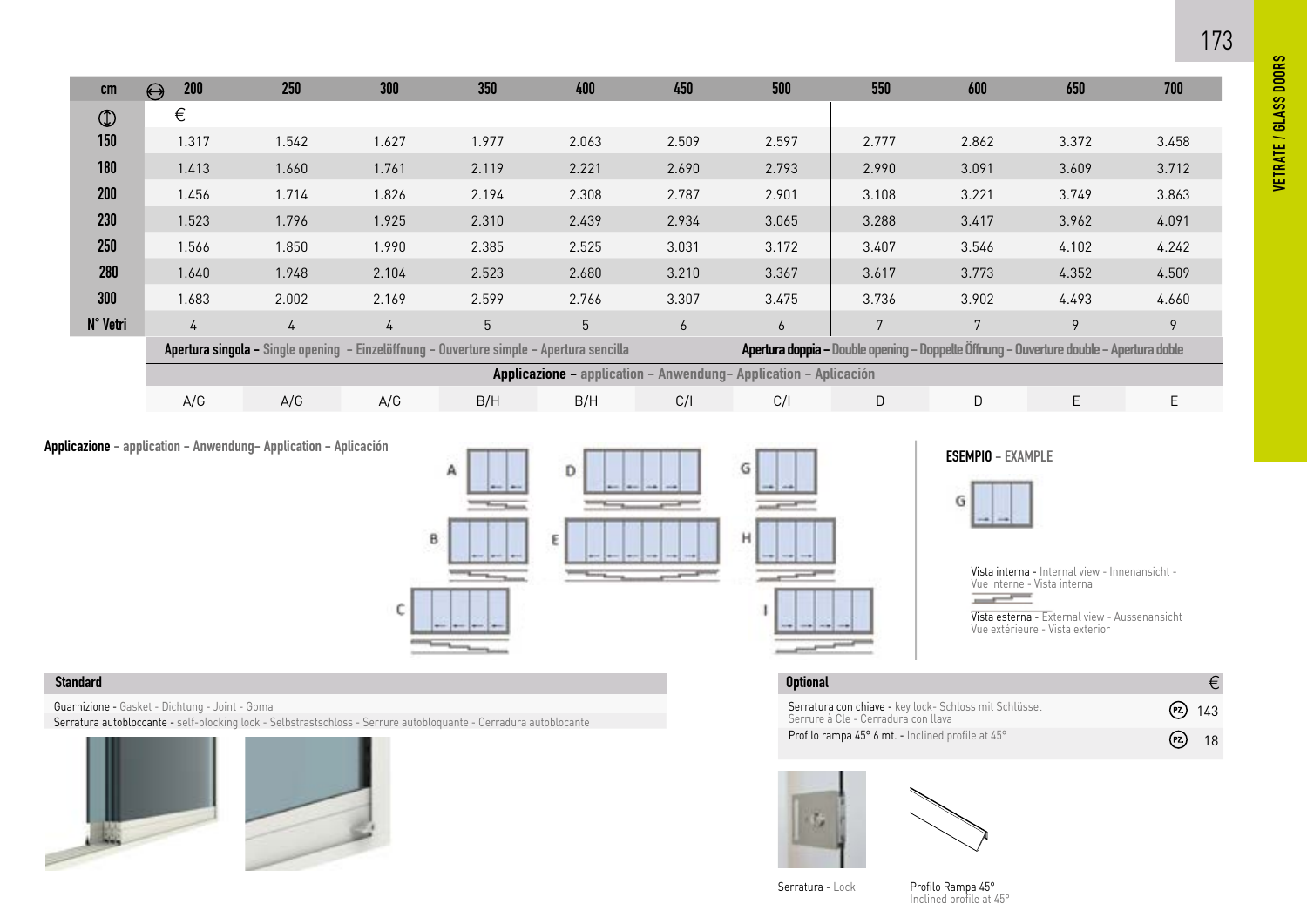| cm | ⊖ 200 | 250 | 300 | 350 | 400 | 450 | 500 | 550 | 600 | 650 | 700 |
|---|---|---|---|---|---|---|---|---|---|---|---|
| ⦶ | € | | | | | | | | | | |
| 150 | 1.317 | 1.542 | 1.627 | 1.977 | 2.063 | 2.509 | 2.597 | 2.777 | 2.862 | 3.372 | 3.458 |
| 180 | 1.413 | 1.660 | 1.761 | 2.119 | 2.221 | 2.690 | 2.793 | 2.990 | 3.091 | 3.609 | 3.712 |
| 200 | 1.456 | 1.714 | 1.826 | 2.194 | 2.308 | 2.787 | 2.901 | 3.108 | 3.221 | 3.749 | 3.863 |
| 230 | 1.523 | 1.796 | 1.925 | 2.310 | 2.439 | 2.934 | 3.065 | 3.288 | 3.417 | 3.962 | 4.091 |
| 250 | 1.566 | 1.850 | 1.990 | 2.385 | 2.525 | 3.031 | 3.172 | 3.407 | 3.546 | 4.102 | 4.242 |
| 280 | 1.640 | 1.948 | 2.104 | 2.523 | 2.680 | 3.210 | 3.367 | 3.617 | 3.773 | 4.352 | 4.509 |
| 300 | 1.683 | 2.002 | 2.169 | 2.599 | 2.766 | 3.307 | 3.475 | 3.736 | 3.902 | 4.493 | 4.660 |
| N° Vetri | 4 | 4 | 4 | 5 | 5 | 6 | 6 | 7 | 7 | 9 | 9 |
| | **Apertura singola** – Single opening – Einzelöffnung – Ouverture simple – Apertura sencilla | | | | | | | **Apertura doppia** – Double opening – Doppelte Öffnung – Ouverture double – Apertura doble | | | |
| | **Applicazione** – application – Anwendung– Application – Aplicación | | | | | | | | | | |
| | A/G | A/G | A/G | B/H | B/H | C/I | C/I | D | D | E | E |

**Applicazione** – application – Anwendung– Application – Aplicación

A B C D E G H I

**ESEMPIO** – EXAMPLE

G

Vista interna - Internal view - Innenansicht - Vue interne - Vista interna

Vista esterna - External view - Aussenansicht Vue extérieure - Vista exterior

## Standard

Guarnizione - Gasket - Dichtung - Joint - Goma

Serratura autobloccante - self-blocking lock - Selbstrastschloss - Serrure autobloquante - Cerradura autoblocante

## Optional

| Optional | | € |
|---|---|---|
| Serratura con chiave - key lock- Schloss mit Schlüssel Serrure à Cle - Cerradura con llava | PZ. | 143 |
| Profilo rampa 45° 6 mt. - Inclined profile at 45° | PZ. | 18 |

Serratura - Lock

Profilo Rampa 45° Inclined profile at 45°